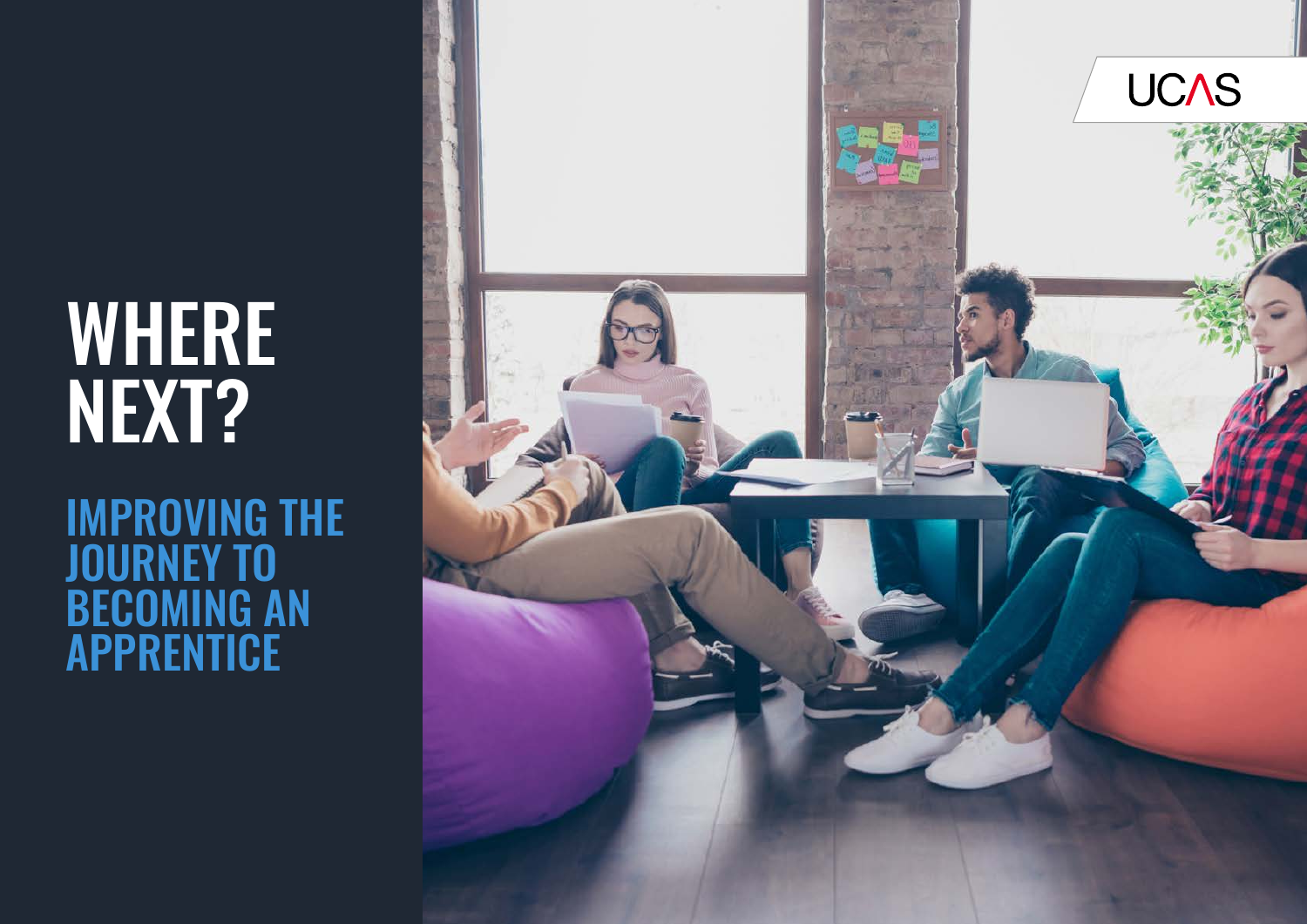UCAS

# WHERE NEXT?

## IMPROVING THE JOURNEY TO BECOMING AN APPRENTICE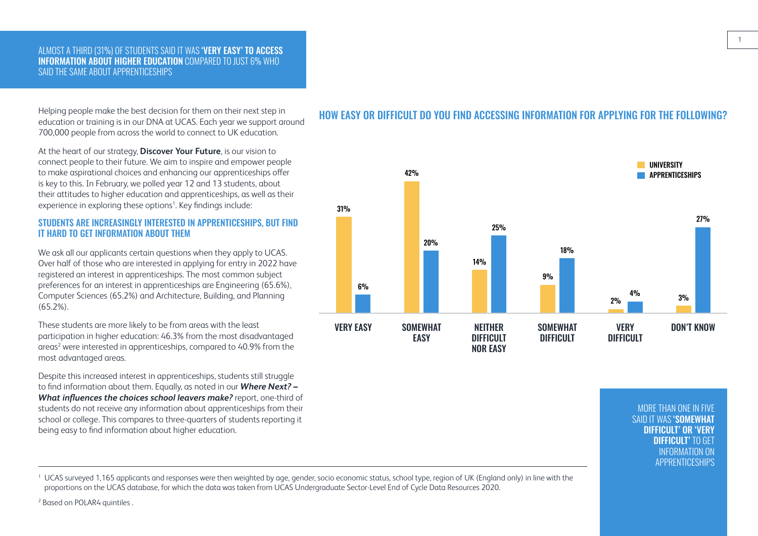ALMOST A THIRD (31%) OF STUDENTS SAID IT WAS **'VERY EASY' TO ACCESS INFORMATION ABOUT HIGHER EDUCATION** COMPARED TO JUST 6% WHO SAID THE SAME ABOUT APPRENTICESHIPS

Helping people make the best decision for them on their next step in education or training is in our DNA at UCAS. Each year we support around 700,000 people from across the world to connect to UK education.

At the heart of our strategy, **Discover Your Future**, is our vision to connect people to their future. We aim to inspire and empower people to make aspirational choices and enhancing our apprenticeships offer is key to this. In February, we polled year 12 and 13 students, about their attitudes to higher education and apprenticeships, as well as their experience in exploring these options[1]. Key findings include:

## STUDENTS ARE INCREASINGLY INTERESTED IN APPRENTICESHIPS, BUT FIND IT HARD TO GET INFORMATION ABOUT THEM

We ask all our applicants certain questions when they apply to UCAS. Over half of those who are interested in applying for entry in 2022 have registered an interest in apprenticeships. The most common subject preferences for an interest in apprenticeships are Engineering (65.6%), Computer Sciences (65.2%) and Architecture, Building, and Planning (65.2%).

These students are more likely to be from areas with the least participation in higher education: 46.3% from the most disadvantaged areas[2] were interested in apprenticeships, compared to 40.9% from the most advantaged areas.

Despite this increased interest in apprenticeships, students still struggle to find information about them. Equally, as noted in our ***Where Next? – What influences the choices school leavers make?*** report, one-third of students do not receive any information about apprenticeships from their school or college. This compares to three-quarters of students reporting it being easy to find information about higher education.

## HOW EASY OR DIFFICULT DO YOU FIND ACCESSING INFORMATION FOR APPLYING FOR THE FOLLOWING?

| | UNIVERSITY | APPRENTICESHIPS |
|---|---|---|
| VERY EASY | 31% | 6% |
| SOMEWHAT EASY | 42% | 20% |
| NEITHER DIFFICULT NOR EASY | 14% | 25% |
| SOMEWHAT DIFFICULT | 9% | 18% |
| VERY DIFFICULT | 2% | 4% |
| DON'T KNOW | 3% | 27% |

MORE THAN ONE IN FIVE SAID IT WAS **'SOMEWHAT DIFFICULT' OR 'VERY DIFFICULT'** TO GET INFORMATION ON APPRENTICESHIPS

[1] UCAS surveyed 1,165 applicants and responses were then weighted by age, gender, socio economic status, school type, region of UK (England only) in line with the proportions on the UCAS database, for which the data was taken from UCAS Undergraduate Sector-Level End of Cycle Data Resources 2020.

[2] Based on POLAR4 quintiles .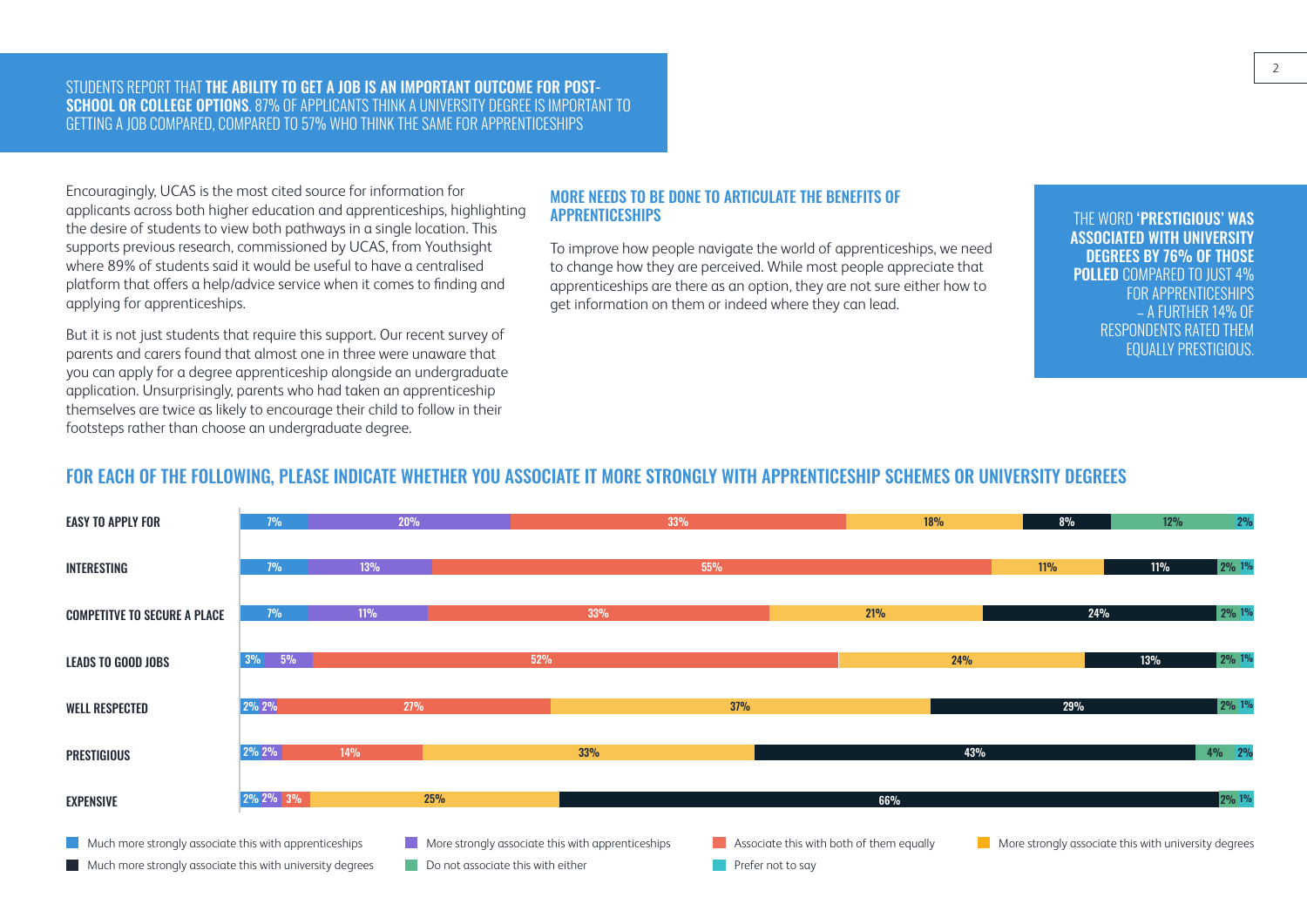STUDENTS REPORT THAT **THE ABILITY TO GET A JOB IS AN IMPORTANT OUTCOME FOR POST-SCHOOL OR COLLEGE OPTIONS**. 87% OF APPLICANTS THINK A UNIVERSITY DEGREE IS IMPORTANT TO GETTING A JOB COMPARED, COMPARED TO 57% WHO THINK THE SAME FOR APPRENTICESHIPS

Encouragingly, UCAS is the most cited source for information for applicants across both higher education and apprenticeships, highlighting the desire of students to view both pathways in a single location. This supports previous research, commissioned by UCAS, from Youthsight where 89% of students said it would be useful to have a centralised platform that offers a help/advice service when it comes to finding and applying for apprenticeships.

But it is not just students that require this support. Our recent survey of parents and carers found that almost one in three were unaware that you can apply for a degree apprenticeship alongside an undergraduate application. Unsurprisingly, parents who had taken an apprenticeship themselves are twice as likely to encourage their child to follow in their footsteps rather than choose an undergraduate degree.

## MORE NEEDS TO BE DONE TO ARTICULATE THE BENEFITS OF APPRENTICESHIPS

To improve how people navigate the world of apprenticeships, we need to change how they are perceived. While most people appreciate that apprenticeships are there as an option, they are not sure either how to get information on them or indeed where they can lead.

THE WORD **'PRESTIGIOUS' WAS ASSOCIATED WITH UNIVERSITY DEGREES BY 76% OF THOSE POLLED** COMPARED TO JUST 4% FOR APPRENTICESHIPS – A FURTHER 14% OF RESPONDENTS RATED THEM EQUALLY PRESTIGIOUS.

## FOR EACH OF THE FOLLOWING, PLEASE INDICATE WHETHER YOU ASSOCIATE IT MORE STRONGLY WITH APPRENTICESHIP SCHEMES OR UNIVERSITY DEGREES

| | Much more strongly associate this with apprenticeships | More strongly associate this with apprenticeships | Associate this with both of them equally | More strongly associate this with university degrees | Much more strongly associate this with university degrees | Do not associate this with either | Prefer not to say |
|---|---|---|---|---|---|---|---|
| EASY TO APPLY FOR | 7% | 20% | 33% | 18% | 8% | 12% | 2% |
| INTERESTING | 7% | 13% | 55% | 11% | 11% | 2% | 1% |
| COMPETITVE TO SECURE A PLACE | 7% | 11% | 33% | 21% | 24% | 2% | 1% |
| LEADS TO GOOD JOBS | 3% | 5% | 52% | 24% | 13% | 2% | 1% |
| WELL RESPECTED | 2% | 2% | 27% | 37% | 29% | 2% | 1% |
| PRESTIGIOUS | 2% | 2% | 14% | 33% | 43% | 4% | 2% |
| EXPENSIVE | 2% | 2% | 3% | 25% | 66% | 2% | 1% |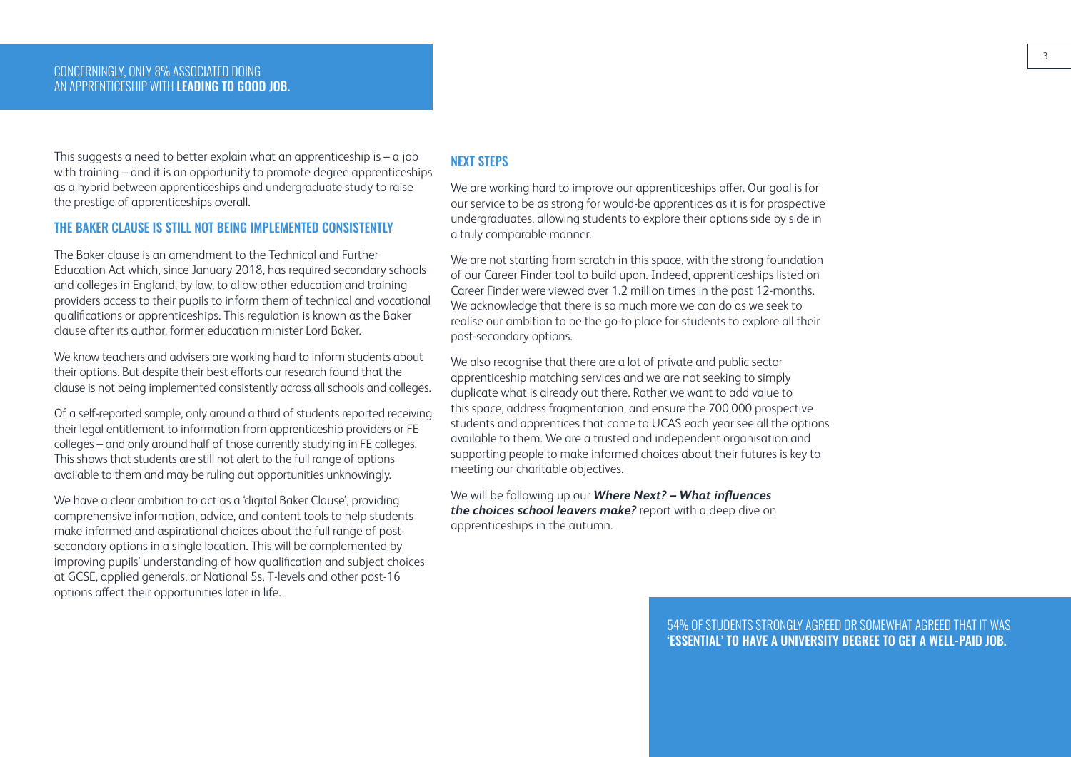CONCERNINGLY, ONLY 8% ASSOCIATED DOING AN APPRENTICESHIP WITH **LEADING TO GOOD JOB.**

This suggests a need to better explain what an apprenticeship is – a job with training – and it is an opportunity to promote degree apprenticeships as a hybrid between apprenticeships and undergraduate study to raise the prestige of apprenticeships overall.

## THE BAKER CLAUSE IS STILL NOT BEING IMPLEMENTED CONSISTENTLY

The Baker clause is an amendment to the Technical and Further Education Act which, since January 2018, has required secondary schools and colleges in England, by law, to allow other education and training providers access to their pupils to inform them of technical and vocational qualifications or apprenticeships. This regulation is known as the Baker clause after its author, former education minister Lord Baker.

We know teachers and advisers are working hard to inform students about their options. But despite their best efforts our research found that the clause is not being implemented consistently across all schools and colleges.

Of a self-reported sample, only around a third of students reported receiving their legal entitlement to information from apprenticeship providers or FE colleges – and only around half of those currently studying in FE colleges. This shows that students are still not alert to the full range of options available to them and may be ruling out opportunities unknowingly.

We have a clear ambition to act as a 'digital Baker Clause', providing comprehensive information, advice, and content tools to help students make informed and aspirational choices about the full range of post-secondary options in a single location. This will be complemented by improving pupils' understanding of how qualification and subject choices at GCSE, applied generals, or National 5s, T-levels and other post-16 options affect their opportunities later in life.

## NEXT STEPS

We are working hard to improve our apprenticeships offer. Our goal is for our service to be as strong for would-be apprentices as it is for prospective undergraduates, allowing students to explore their options side by side in a truly comparable manner.

We are not starting from scratch in this space, with the strong foundation of our Career Finder tool to build upon. Indeed, apprenticeships listed on Career Finder were viewed over 1.2 million times in the past 12-months. We acknowledge that there is so much more we can do as we seek to realise our ambition to be the go-to place for students to explore all their post-secondary options.

We also recognise that there are a lot of private and public sector apprenticeship matching services and we are not seeking to simply duplicate what is already out there. Rather we want to add value to this space, address fragmentation, and ensure the 700,000 prospective students and apprentices that come to UCAS each year see all the options available to them. We are a trusted and independent organisation and supporting people to make informed choices about their futures is key to meeting our charitable objectives.

We will be following up our ***Where Next? – What influences the choices school leavers make?*** report with a deep dive on apprenticeships in the autumn.

54% OF STUDENTS STRONGLY AGREED OR SOMEWHAT AGREED THAT IT WAS **'ESSENTIAL' TO HAVE A UNIVERSITY DEGREE TO GET A WELL-PAID JOB.**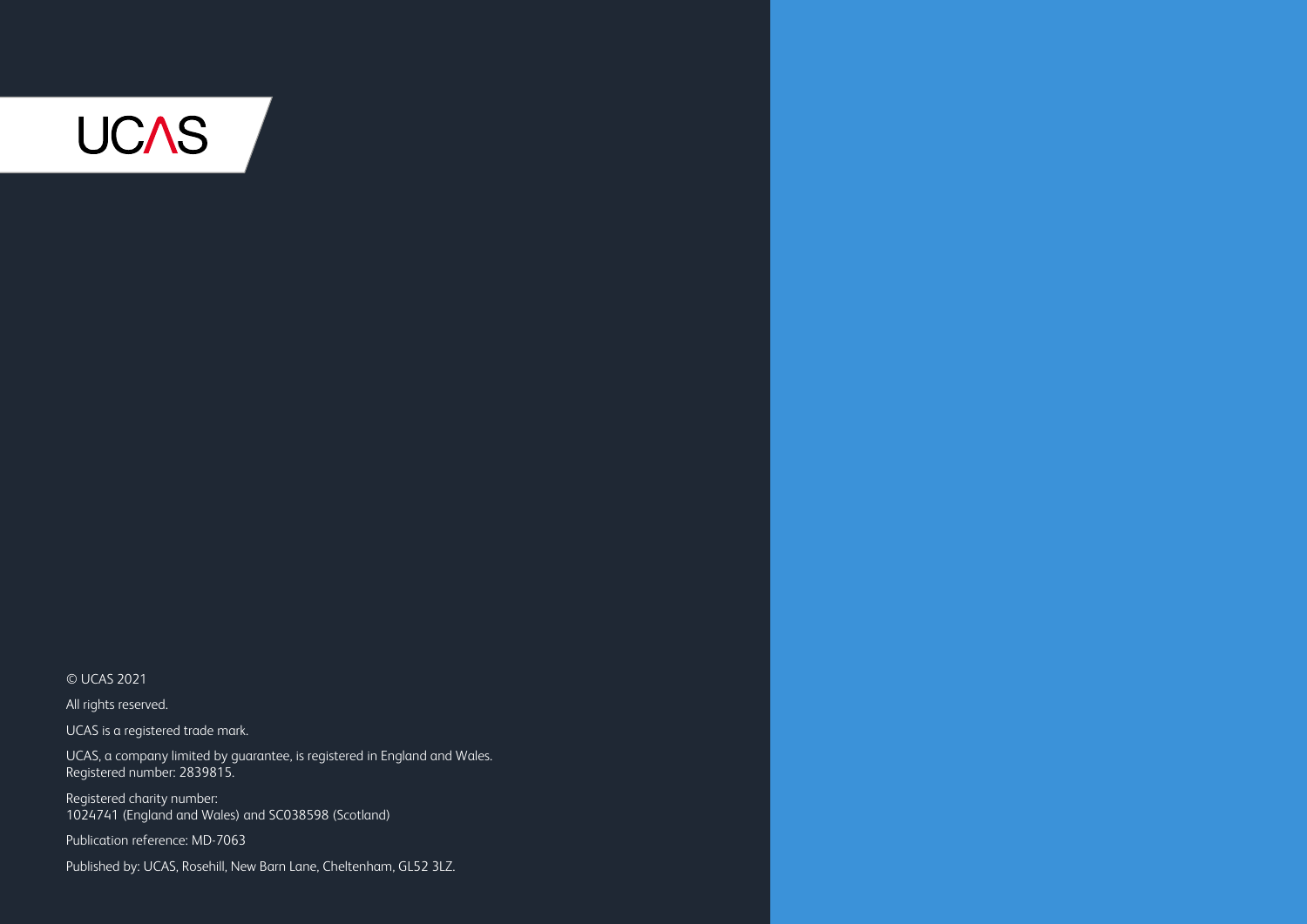UCAS

© UCAS 2021

All rights reserved.

UCAS is a registered trade mark.

UCAS, a company limited by guarantee, is registered in England and Wales.
Registered number: 2839815.

Registered charity number:
1024741 (England and Wales) and SC038598 (Scotland)

Publication reference: MD-7063

Published by: UCAS, Rosehill, New Barn Lane, Cheltenham, GL52 3LZ.